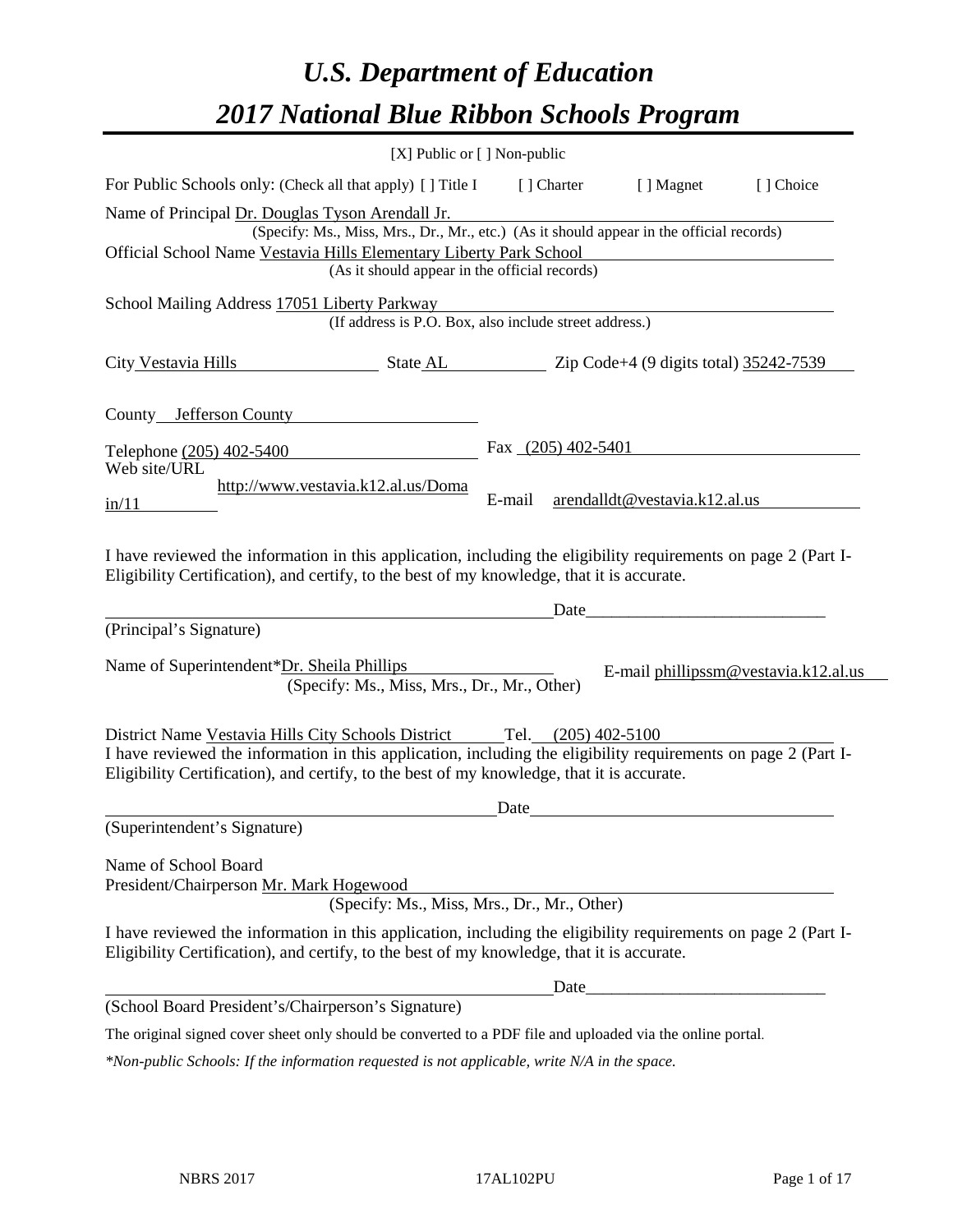# *U.S. Department of Education*

# *2017 National Blue Ribbon Schools Program*

[X] Public or [ ] Non-public

For Public Schools only: (Check all that apply) [ ] Title I [ ] Charter [ ] Magnet [ ] Choice

Name of Principal Dr. Douglas Tyson Arendall Jr.
(Specify: Ms., Miss, Mrs., Dr., Mr., etc.) (As it should appear in the official records)

Official School Name Vestavia Hills Elementary Liberty Park School
(As it should appear in the official records)

School Mailing Address 17051 Liberty Parkway
(If address is P.O. Box, also include street address.)

City Vestavia Hills State AL Zip Code+4 (9 digits total) 35242-7539

County Jefferson County

Telephone (205) 402-5400 Fax (205) 402-5401

Web site/URL http://www.vestavia.k12.al.us/Domain/11 E-mail arendalldt@vestavia.k12.al.us

I have reviewed the information in this application, including the eligibility requirements on page 2 (Part I-Eligibility Certification), and certify, to the best of my knowledge, that it is accurate.

_______________________________________ Date_______________________

(Principal's Signature)

Name of Superintendent*Dr. Sheila Phillips E-mail phillipssm@vestavia.k12.al.us
(Specify: Ms., Miss, Mrs., Dr., Mr., Other)

District Name Vestavia Hills City Schools District Tel. (205) 402-5100

I have reviewed the information in this application, including the eligibility requirements on page 2 (Part I-Eligibility Certification), and certify, to the best of my knowledge, that it is accurate.

_______________________________________ Date_______________________

(Superintendent's Signature)

Name of School Board President/Chairperson Mr. Mark Hogewood
(Specify: Ms., Miss, Mrs., Dr., Mr., Other)

I have reviewed the information in this application, including the eligibility requirements on page 2 (Part I-Eligibility Certification), and certify, to the best of my knowledge, that it is accurate.

_______________________________________ Date_______________________

(School Board President's/Chairperson's Signature)

The original signed cover sheet only should be converted to a PDF file and uploaded via the online portal.

*\*Non-public Schools: If the information requested is not applicable, write N/A in the space.*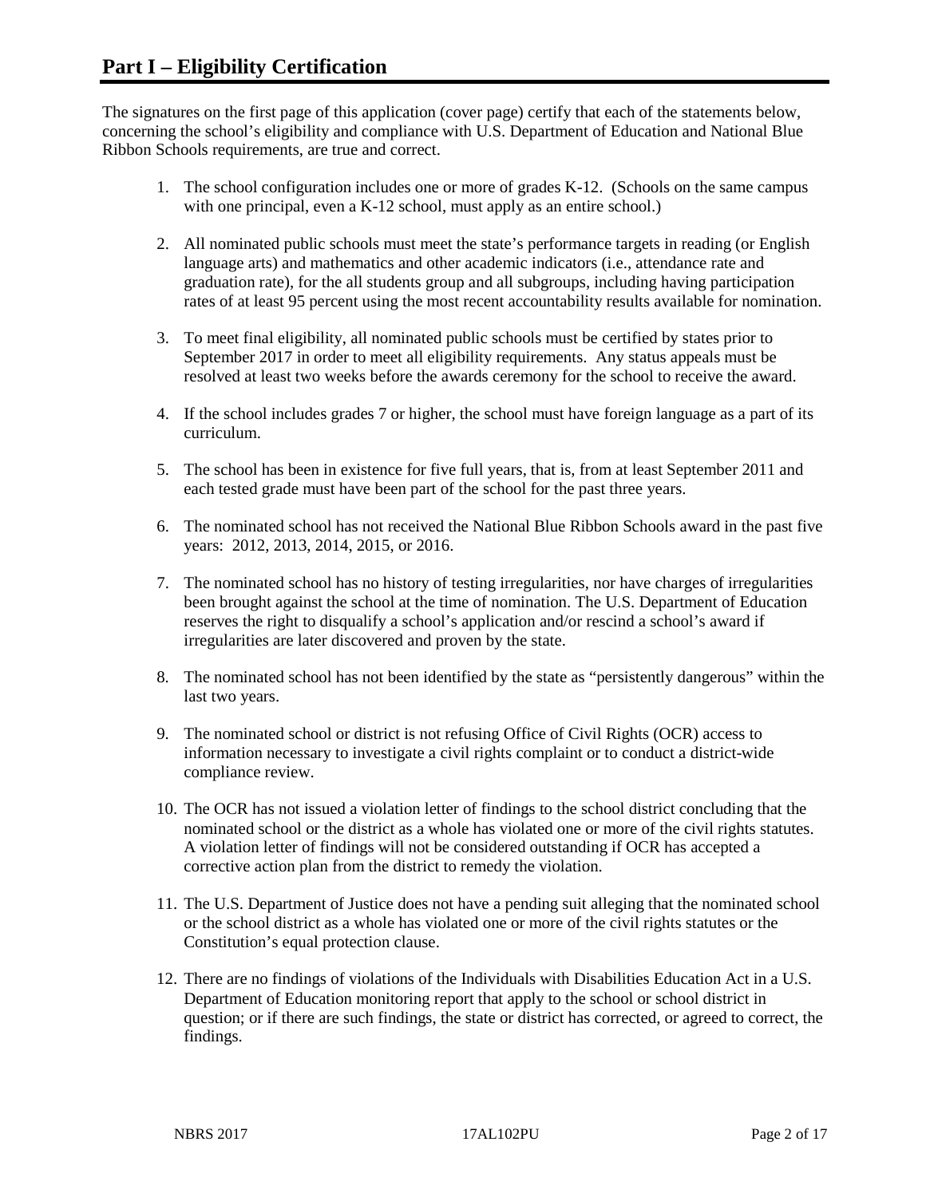# Part I – Eligibility Certification

The signatures on the first page of this application (cover page) certify that each of the statements below, concerning the school's eligibility and compliance with U.S. Department of Education and National Blue Ribbon Schools requirements, are true and correct.

1. The school configuration includes one or more of grades K-12. (Schools on the same campus with one principal, even a K-12 school, must apply as an entire school.)
2. All nominated public schools must meet the state's performance targets in reading (or English language arts) and mathematics and other academic indicators (i.e., attendance rate and graduation rate), for the all students group and all subgroups, including having participation rates of at least 95 percent using the most recent accountability results available for nomination.
3. To meet final eligibility, all nominated public schools must be certified by states prior to September 2017 in order to meet all eligibility requirements. Any status appeals must be resolved at least two weeks before the awards ceremony for the school to receive the award.
4. If the school includes grades 7 or higher, the school must have foreign language as a part of its curriculum.
5. The school has been in existence for five full years, that is, from at least September 2011 and each tested grade must have been part of the school for the past three years.
6. The nominated school has not received the National Blue Ribbon Schools award in the past five years: 2012, 2013, 2014, 2015, or 2016.
7. The nominated school has no history of testing irregularities, nor have charges of irregularities been brought against the school at the time of nomination. The U.S. Department of Education reserves the right to disqualify a school's application and/or rescind a school's award if irregularities are later discovered and proven by the state.
8. The nominated school has not been identified by the state as "persistently dangerous" within the last two years.
9. The nominated school or district is not refusing Office of Civil Rights (OCR) access to information necessary to investigate a civil rights complaint or to conduct a district-wide compliance review.
10. The OCR has not issued a violation letter of findings to the school district concluding that the nominated school or the district as a whole has violated one or more of the civil rights statutes. A violation letter of findings will not be considered outstanding if OCR has accepted a corrective action plan from the district to remedy the violation.
11. The U.S. Department of Justice does not have a pending suit alleging that the nominated school or the school district as a whole has violated one or more of the civil rights statutes or the Constitution's equal protection clause.
12. There are no findings of violations of the Individuals with Disabilities Education Act in a U.S. Department of Education monitoring report that apply to the school or school district in question; or if there are such findings, the state or district has corrected, or agreed to correct, the findings.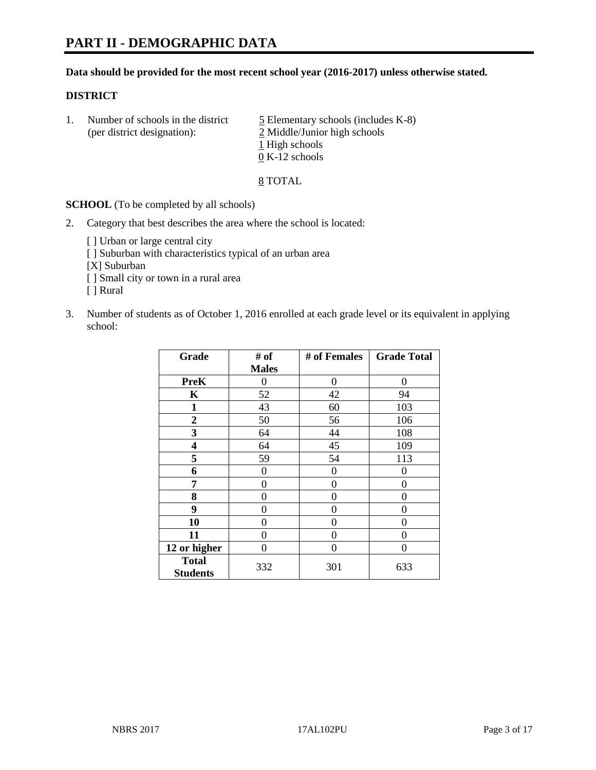# PART II - DEMOGRAPHIC DATA

**Data should be provided for the most recent school year (2016-2017) unless otherwise stated.**

**DISTRICT**

1. Number of schools in the district (per district designation):
   5 Elementary schools (includes K-8)
   2 Middle/Junior high schools
   1 High schools
   0 K-12 schools

   8 TOTAL

**SCHOOL** (To be completed by all schools)

2. Category that best describes the area where the school is located:

   [ ] Urban or large central city
   [ ] Suburban with characteristics typical of an urban area
   [X] Suburban
   [ ] Small city or town in a rural area
   [ ] Rural

3. Number of students as of October 1, 2016 enrolled at each grade level or its equivalent in applying school:

| Grade | # of Males | # of Females | Grade Total |
|---|---|---|---|
| **PreK** | 0 | 0 | 0 |
| **K** | 52 | 42 | 94 |
| **1** | 43 | 60 | 103 |
| **2** | 50 | 56 | 106 |
| **3** | 64 | 44 | 108 |
| **4** | 64 | 45 | 109 |
| **5** | 59 | 54 | 113 |
| **6** | 0 | 0 | 0 |
| **7** | 0 | 0 | 0 |
| **8** | 0 | 0 | 0 |
| **9** | 0 | 0 | 0 |
| **10** | 0 | 0 | 0 |
| **11** | 0 | 0 | 0 |
| **12 or higher** | 0 | 0 | 0 |
| **Total Students** | 332 | 301 | 633 |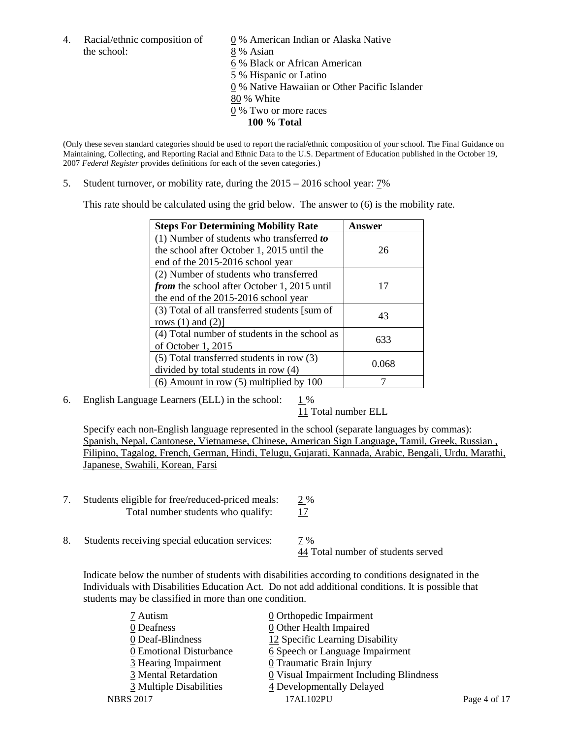4. Racial/ethnic composition of the school:

0 % American Indian or Alaska Native
8 % Asian
6 % Black or African American
5 % Hispanic or Latino
0 % Native Hawaiian or Other Pacific Islander
80 % White
0 % Two or more races
**100 % Total**

(Only these seven standard categories should be used to report the racial/ethnic composition of your school. The Final Guidance on Maintaining, Collecting, and Reporting Racial and Ethnic Data to the U.S. Department of Education published in the October 19, 2007 *Federal Register* provides definitions for each of the seven categories.)

5. Student turnover, or mobility rate, during the 2015 – 2016 school year: 7%

This rate should be calculated using the grid below. The answer to (6) is the mobility rate.

| **Steps For Determining Mobility Rate** | **Answer** |
|---|---|
| (1) Number of students who transferred ***to*** the school after October 1, 2015 until the end of the 2015-2016 school year | 26 |
| (2) Number of students who transferred ***from*** the school after October 1, 2015 until the end of the 2015-2016 school year | 17 |
| (3) Total of all transferred students [sum of rows (1) and (2)] | 43 |
| (4) Total number of students in the school as of October 1, 2015 | 633 |
| (5) Total transferred students in row (3) divided by total students in row (4) | 0.068 |
| (6) Amount in row (5) multiplied by 100 | 7 |

6. English Language Learners (ELL) in the school: 1 %
11 Total number ELL

Specify each non-English language represented in the school (separate languages by commas): Spanish, Nepal, Cantonese, Vietnamese, Chinese, American Sign Language, Tamil, Greek, Russian , Filipino, Tagalog, French, German, Hindi, Telugu, Gujarati, Kannada, Arabic, Bengali, Urdu, Marathi, Japanese, Swahili, Korean, Farsi

7. Students eligible for free/reduced-priced meals: 2 %
Total number students who qualify: 17

8. Students receiving special education services: 7 %
44 Total number of students served

Indicate below the number of students with disabilities according to conditions designated in the Individuals with Disabilities Education Act. Do not add additional conditions. It is possible that students may be classified in more than one condition.

7 Autism
0 Deafness
0 Deaf-Blindness
0 Emotional Disturbance
3 Hearing Impairment
3 Mental Retardation
3 Multiple Disabilities
0 Orthopedic Impairment
0 Other Health Impaired
12 Specific Learning Disability
6 Speech or Language Impairment
0 Traumatic Brain Injury
0 Visual Impairment Including Blindness
4 Developmentally Delayed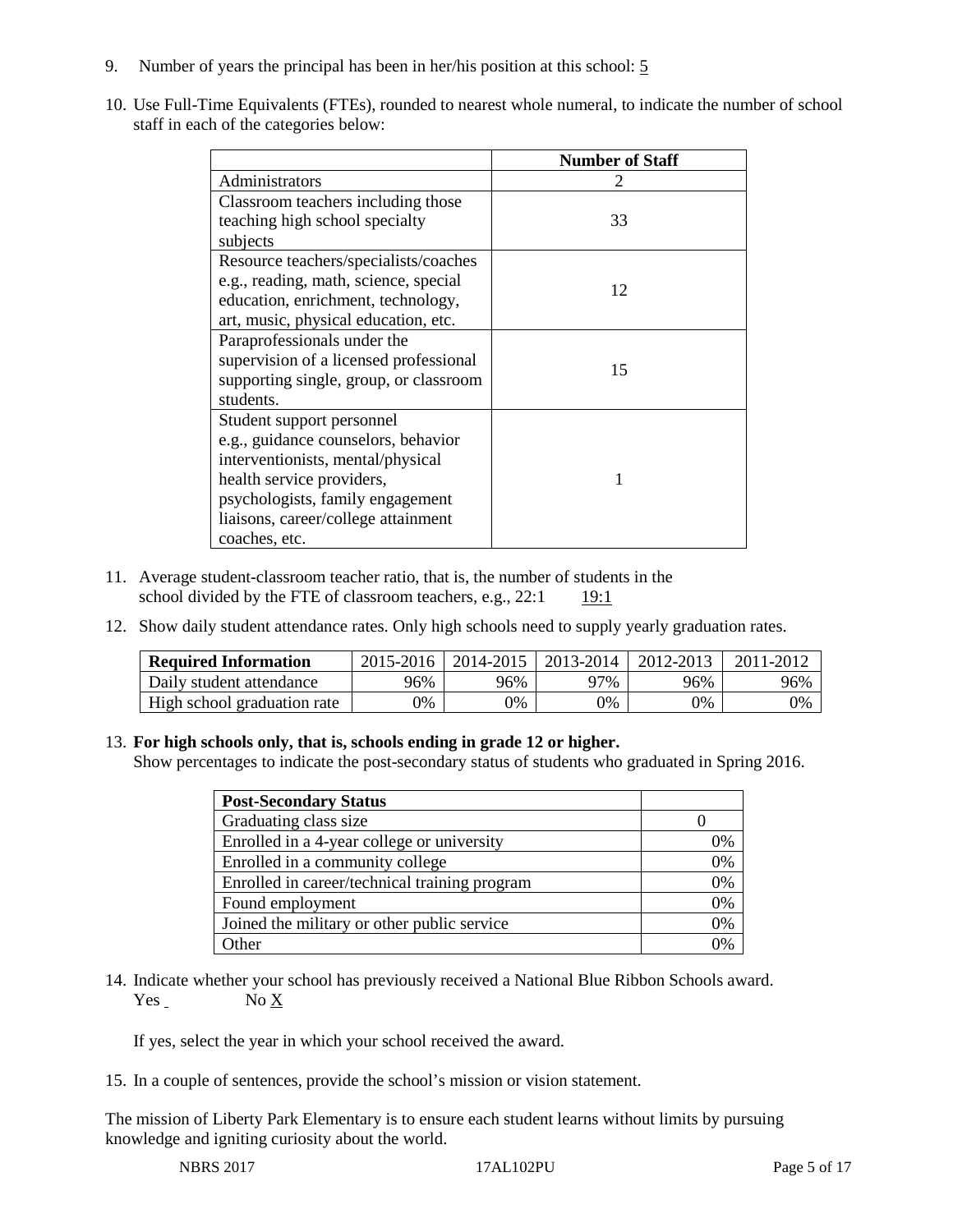9. Number of years the principal has been in her/his position at this school: 5

10. Use Full-Time Equivalents (FTEs), rounded to nearest whole numeral, to indicate the number of school staff in each of the categories below:

| | Number of Staff |
|---|---|
| Administrators | 2 |
| Classroom teachers including those teaching high school specialty subjects | 33 |
| Resource teachers/specialists/coaches e.g., reading, math, science, special education, enrichment, technology, art, music, physical education, etc. | 12 |
| Paraprofessionals under the supervision of a licensed professional supporting single, group, or classroom students. | 15 |
| Student support personnel e.g., guidance counselors, behavior interventionists, mental/physical health service providers, psychologists, family engagement liaisons, career/college attainment coaches, etc. | 1 |

11. Average student-classroom teacher ratio, that is, the number of students in the school divided by the FTE of classroom teachers, e.g., 22:1 19:1

12. Show daily student attendance rates. Only high schools need to supply yearly graduation rates.

| Required Information | 2015-2016 | 2014-2015 | 2013-2014 | 2012-2013 | 2011-2012 |
|---|---|---|---|---|---|
| Daily student attendance | 96% | 96% | 97% | 96% | 96% |
| High school graduation rate | 0% | 0% | 0% | 0% | 0% |

13. **For high schools only, that is, schools ending in grade 12 or higher.**
Show percentages to indicate the post-secondary status of students who graduated in Spring 2016.

| Post-Secondary Status | |
|---|---|
| Graduating class size | 0 |
| Enrolled in a 4-year college or university | 0% |
| Enrolled in a community college | 0% |
| Enrolled in career/technical training program | 0% |
| Found employment | 0% |
| Joined the military or other public service | 0% |
| Other | 0% |

14. Indicate whether your school has previously received a National Blue Ribbon Schools award.
Yes No X

If yes, select the year in which your school received the award.

15. In a couple of sentences, provide the school's mission or vision statement.

The mission of Liberty Park Elementary is to ensure each student learns without limits by pursuing knowledge and igniting curiosity about the world.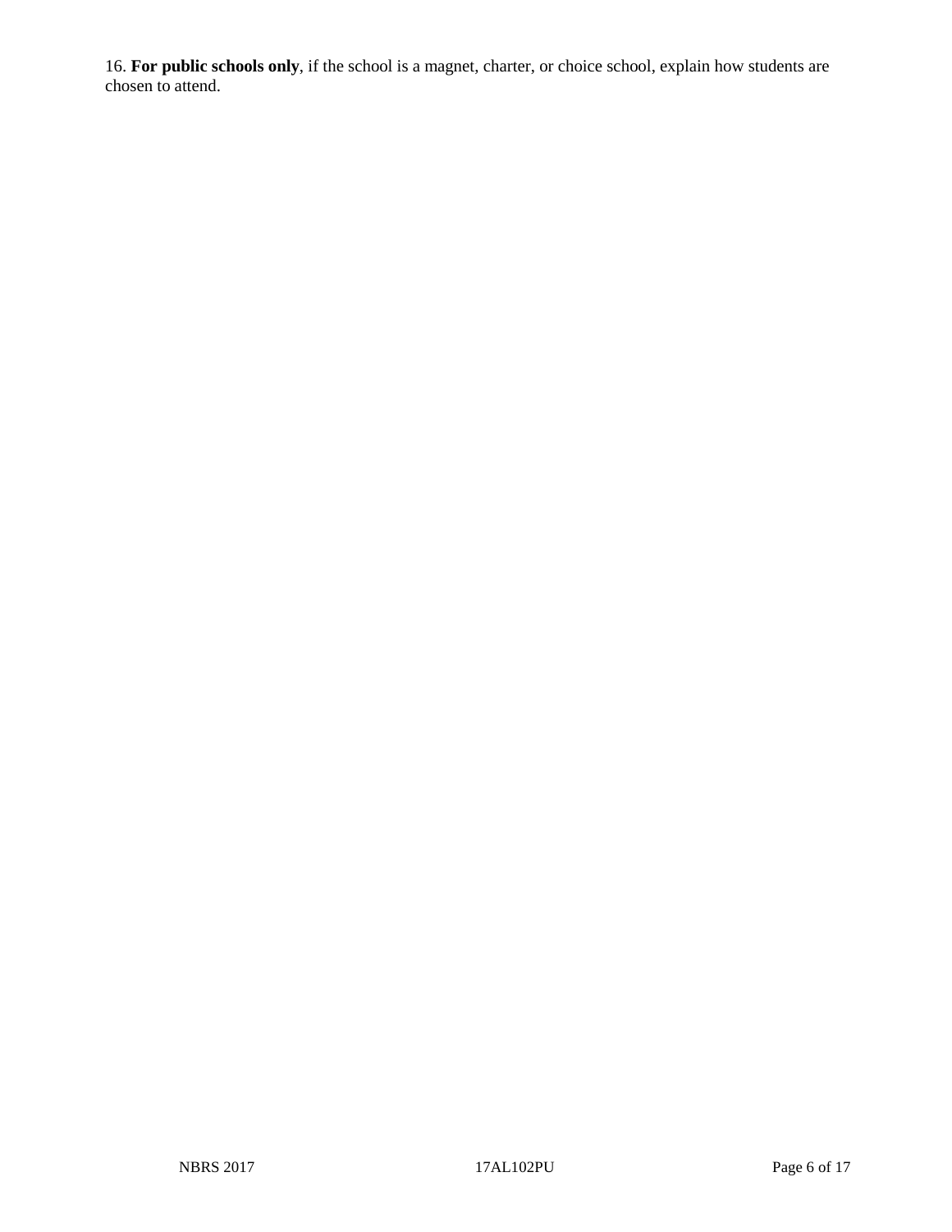16. **For public schools only**, if the school is a magnet, charter, or choice school, explain how students are chosen to attend.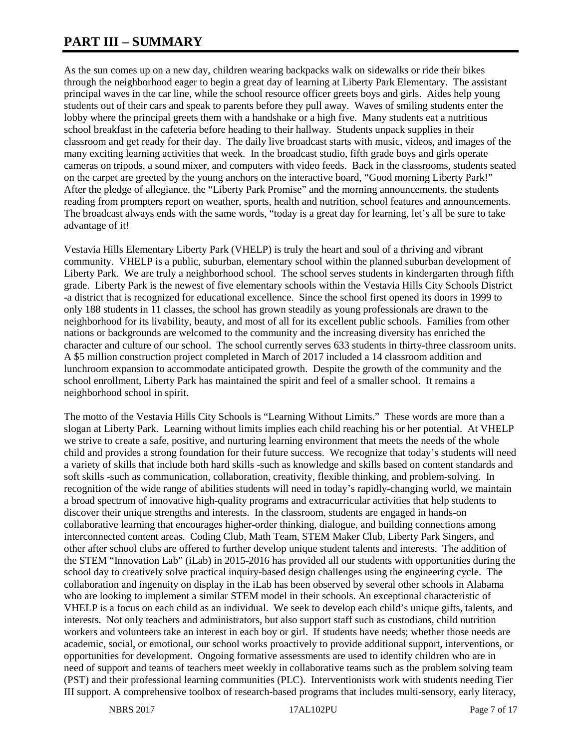# PART III – SUMMARY

As the sun comes up on a new day, children wearing backpacks walk on sidewalks or ride their bikes through the neighborhood eager to begin a great day of learning at Liberty Park Elementary. The assistant principal waves in the car line, while the school resource officer greets boys and girls. Aides help young students out of their cars and speak to parents before they pull away. Waves of smiling students enter the lobby where the principal greets them with a handshake or a high five. Many students eat a nutritious school breakfast in the cafeteria before heading to their hallway. Students unpack supplies in their classroom and get ready for their day. The daily live broadcast starts with music, videos, and images of the many exciting learning activities that week. In the broadcast studio, fifth grade boys and girls operate cameras on tripods, a sound mixer, and computers with video feeds. Back in the classrooms, students seated on the carpet are greeted by the young anchors on the interactive board, "Good morning Liberty Park!" After the pledge of allegiance, the "Liberty Park Promise" and the morning announcements, the students reading from prompters report on weather, sports, health and nutrition, school features and announcements. The broadcast always ends with the same words, "today is a great day for learning, let's all be sure to take advantage of it!

Vestavia Hills Elementary Liberty Park (VHELP) is truly the heart and soul of a thriving and vibrant community. VHELP is a public, suburban, elementary school within the planned suburban development of Liberty Park. We are truly a neighborhood school. The school serves students in kindergarten through fifth grade. Liberty Park is the newest of five elementary schools within the Vestavia Hills City Schools District -a district that is recognized for educational excellence. Since the school first opened its doors in 1999 to only 188 students in 11 classes, the school has grown steadily as young professionals are drawn to the neighborhood for its livability, beauty, and most of all for its excellent public schools. Families from other nations or backgrounds are welcomed to the community and the increasing diversity has enriched the character and culture of our school. The school currently serves 633 students in thirty-three classroom units. A $5 million construction project completed in March of 2017 included a 14 classroom addition and lunchroom expansion to accommodate anticipated growth. Despite the growth of the community and the school enrollment, Liberty Park has maintained the spirit and feel of a smaller school. It remains a neighborhood school in spirit.

The motto of the Vestavia Hills City Schools is "Learning Without Limits." These words are more than a slogan at Liberty Park. Learning without limits implies each child reaching his or her potential. At VHELP we strive to create a safe, positive, and nurturing learning environment that meets the needs of the whole child and provides a strong foundation for their future success. We recognize that today's students will need a variety of skills that include both hard skills -such as knowledge and skills based on content standards and soft skills -such as communication, collaboration, creativity, flexible thinking, and problem-solving. In recognition of the wide range of abilities students will need in today's rapidly-changing world, we maintain a broad spectrum of innovative high-quality programs and extracurricular activities that help students to discover their unique strengths and interests. In the classroom, students are engaged in hands-on collaborative learning that encourages higher-order thinking, dialogue, and building connections among interconnected content areas. Coding Club, Math Team, STEM Maker Club, Liberty Park Singers, and other after school clubs are offered to further develop unique student talents and interests. The addition of the STEM "Innovation Lab" (iLab) in 2015-2016 has provided all our students with opportunities during the school day to creatively solve practical inquiry-based design challenges using the engineering cycle. The collaboration and ingenuity on display in the iLab has been observed by several other schools in Alabama who are looking to implement a similar STEM model in their schools. An exceptional characteristic of VHELP is a focus on each child as an individual. We seek to develop each child's unique gifts, talents, and interests. Not only teachers and administrators, but also support staff such as custodians, child nutrition workers and volunteers take an interest in each boy or girl. If students have needs; whether those needs are academic, social, or emotional, our school works proactively to provide additional support, interventions, or opportunities for development. Ongoing formative assessments are used to identify children who are in need of support and teams of teachers meet weekly in collaborative teams such as the problem solving team (PST) and their professional learning communities (PLC). Interventionists work with students needing Tier III support. A comprehensive toolbox of research-based programs that includes multi-sensory, early literacy,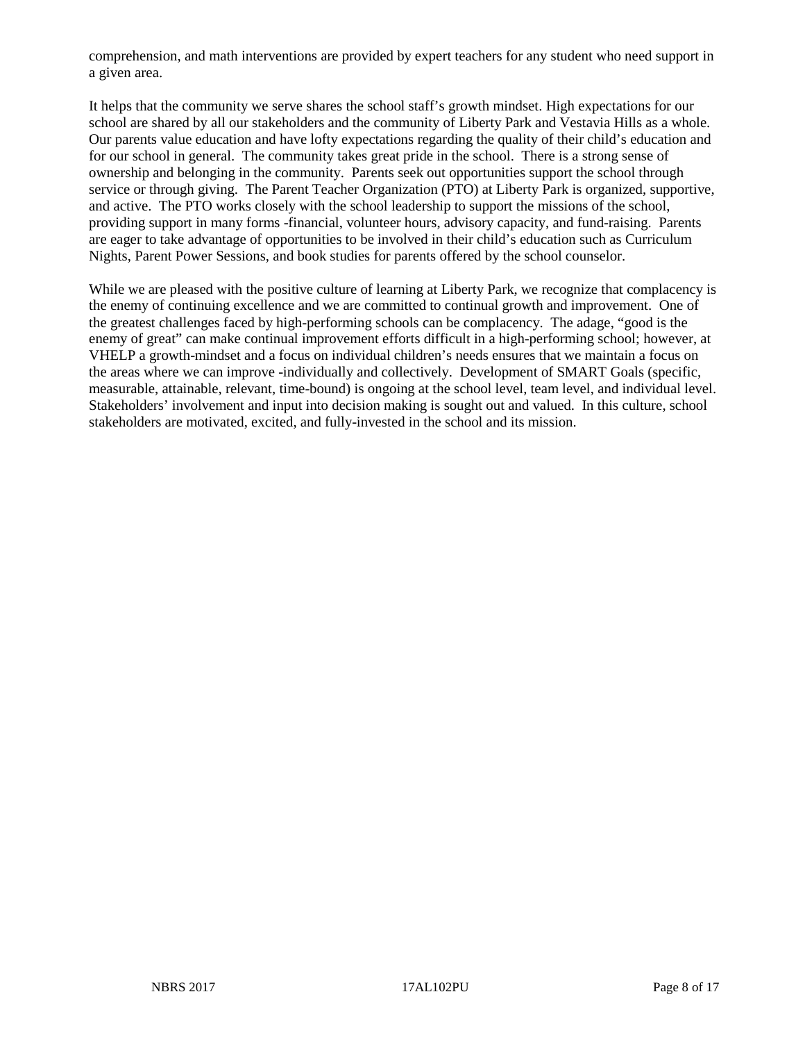comprehension, and math interventions are provided by expert teachers for any student who need support in a given area.

It helps that the community we serve shares the school staff's growth mindset. High expectations for our school are shared by all our stakeholders and the community of Liberty Park and Vestavia Hills as a whole. Our parents value education and have lofty expectations regarding the quality of their child's education and for our school in general. The community takes great pride in the school. There is a strong sense of ownership and belonging in the community. Parents seek out opportunities support the school through service or through giving. The Parent Teacher Organization (PTO) at Liberty Park is organized, supportive, and active. The PTO works closely with the school leadership to support the missions of the school, providing support in many forms -financial, volunteer hours, advisory capacity, and fund-raising. Parents are eager to take advantage of opportunities to be involved in their child's education such as Curriculum Nights, Parent Power Sessions, and book studies for parents offered by the school counselor.

While we are pleased with the positive culture of learning at Liberty Park, we recognize that complacency is the enemy of continuing excellence and we are committed to continual growth and improvement. One of the greatest challenges faced by high-performing schools can be complacency. The adage, "good is the enemy of great" can make continual improvement efforts difficult in a high-performing school; however, at VHELP a growth-mindset and a focus on individual children's needs ensures that we maintain a focus on the areas where we can improve -individually and collectively. Development of SMART Goals (specific, measurable, attainable, relevant, time-bound) is ongoing at the school level, team level, and individual level. Stakeholders' involvement and input into decision making is sought out and valued. In this culture, school stakeholders are motivated, excited, and fully-invested in the school and its mission.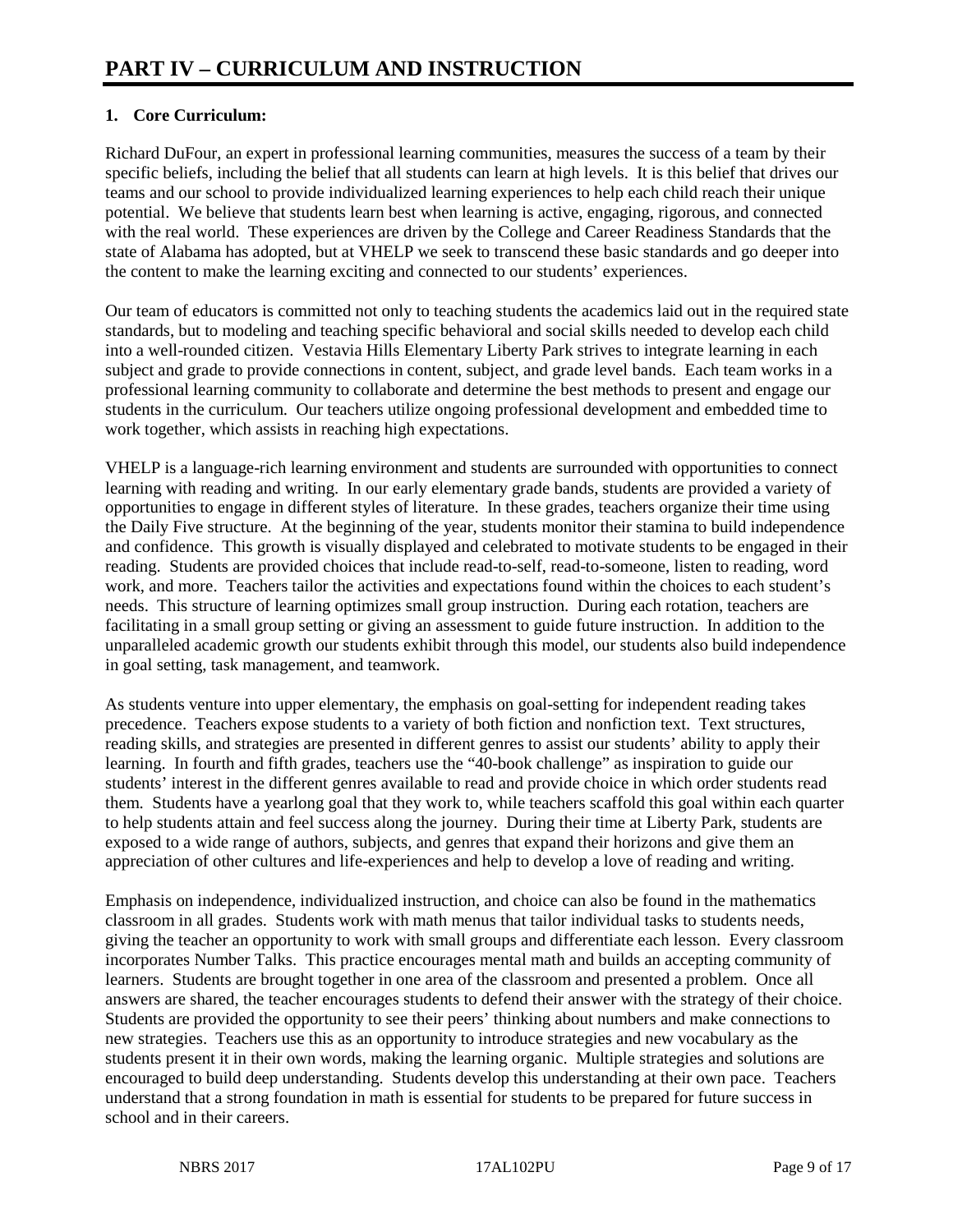# PART IV – CURRICULUM AND INSTRUCTION

**1. Core Curriculum:**

Richard DuFour, an expert in professional learning communities, measures the success of a team by their specific beliefs, including the belief that all students can learn at high levels. It is this belief that drives our teams and our school to provide individualized learning experiences to help each child reach their unique potential. We believe that students learn best when learning is active, engaging, rigorous, and connected with the real world. These experiences are driven by the College and Career Readiness Standards that the state of Alabama has adopted, but at VHELP we seek to transcend these basic standards and go deeper into the content to make the learning exciting and connected to our students' experiences.

Our team of educators is committed not only to teaching students the academics laid out in the required state standards, but to modeling and teaching specific behavioral and social skills needed to develop each child into a well-rounded citizen. Vestavia Hills Elementary Liberty Park strives to integrate learning in each subject and grade to provide connections in content, subject, and grade level bands. Each team works in a professional learning community to collaborate and determine the best methods to present and engage our students in the curriculum. Our teachers utilize ongoing professional development and embedded time to work together, which assists in reaching high expectations.

VHELP is a language-rich learning environment and students are surrounded with opportunities to connect learning with reading and writing. In our early elementary grade bands, students are provided a variety of opportunities to engage in different styles of literature. In these grades, teachers organize their time using the Daily Five structure. At the beginning of the year, students monitor their stamina to build independence and confidence. This growth is visually displayed and celebrated to motivate students to be engaged in their reading. Students are provided choices that include read-to-self, read-to-someone, listen to reading, word work, and more. Teachers tailor the activities and expectations found within the choices to each student's needs. This structure of learning optimizes small group instruction. During each rotation, teachers are facilitating in a small group setting or giving an assessment to guide future instruction. In addition to the unparalleled academic growth our students exhibit through this model, our students also build independence in goal setting, task management, and teamwork.

As students venture into upper elementary, the emphasis on goal-setting for independent reading takes precedence. Teachers expose students to a variety of both fiction and nonfiction text. Text structures, reading skills, and strategies are presented in different genres to assist our students' ability to apply their learning. In fourth and fifth grades, teachers use the "40-book challenge" as inspiration to guide our students' interest in the different genres available to read and provide choice in which order students read them. Students have a yearlong goal that they work to, while teachers scaffold this goal within each quarter to help students attain and feel success along the journey. During their time at Liberty Park, students are exposed to a wide range of authors, subjects, and genres that expand their horizons and give them an appreciation of other cultures and life-experiences and help to develop a love of reading and writing.

Emphasis on independence, individualized instruction, and choice can also be found in the mathematics classroom in all grades. Students work with math menus that tailor individual tasks to students needs, giving the teacher an opportunity to work with small groups and differentiate each lesson. Every classroom incorporates Number Talks. This practice encourages mental math and builds an accepting community of learners. Students are brought together in one area of the classroom and presented a problem. Once all answers are shared, the teacher encourages students to defend their answer with the strategy of their choice. Students are provided the opportunity to see their peers' thinking about numbers and make connections to new strategies. Teachers use this as an opportunity to introduce strategies and new vocabulary as the students present it in their own words, making the learning organic. Multiple strategies and solutions are encouraged to build deep understanding. Students develop this understanding at their own pace. Teachers understand that a strong foundation in math is essential for students to be prepared for future success in school and in their careers.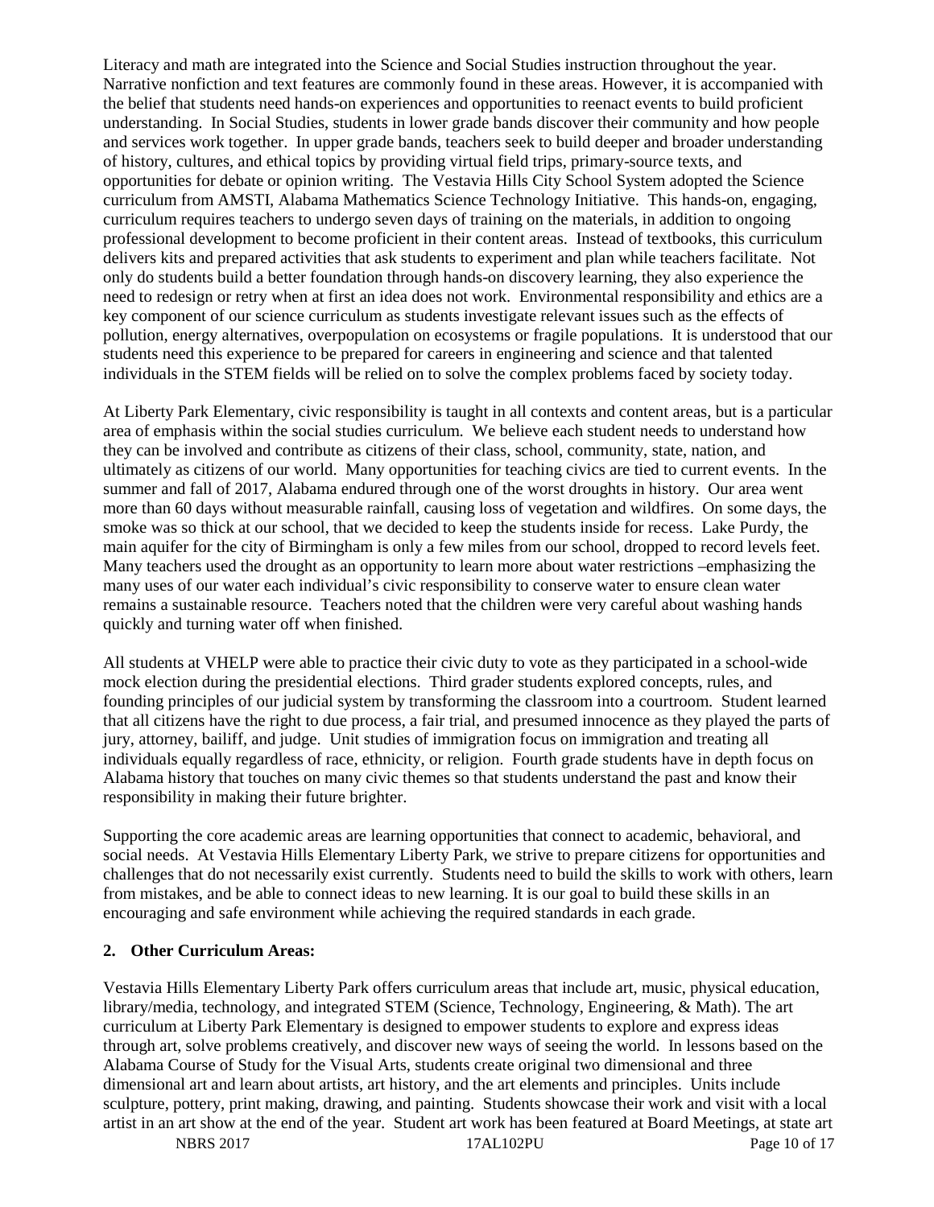Literacy and math are integrated into the Science and Social Studies instruction throughout the year. Narrative nonfiction and text features are commonly found in these areas. However, it is accompanied with the belief that students need hands-on experiences and opportunities to reenact events to build proficient understanding. In Social Studies, students in lower grade bands discover their community and how people and services work together. In upper grade bands, teachers seek to build deeper and broader understanding of history, cultures, and ethical topics by providing virtual field trips, primary-source texts, and opportunities for debate or opinion writing. The Vestavia Hills City School System adopted the Science curriculum from AMSTI, Alabama Mathematics Science Technology Initiative. This hands-on, engaging, curriculum requires teachers to undergo seven days of training on the materials, in addition to ongoing professional development to become proficient in their content areas. Instead of textbooks, this curriculum delivers kits and prepared activities that ask students to experiment and plan while teachers facilitate. Not only do students build a better foundation through hands-on discovery learning, they also experience the need to redesign or retry when at first an idea does not work. Environmental responsibility and ethics are a key component of our science curriculum as students investigate relevant issues such as the effects of pollution, energy alternatives, overpopulation on ecosystems or fragile populations. It is understood that our students need this experience to be prepared for careers in engineering and science and that talented individuals in the STEM fields will be relied on to solve the complex problems faced by society today.

At Liberty Park Elementary, civic responsibility is taught in all contexts and content areas, but is a particular area of emphasis within the social studies curriculum. We believe each student needs to understand how they can be involved and contribute as citizens of their class, school, community, state, nation, and ultimately as citizens of our world. Many opportunities for teaching civics are tied to current events. In the summer and fall of 2017, Alabama endured through one of the worst droughts in history. Our area went more than 60 days without measurable rainfall, causing loss of vegetation and wildfires. On some days, the smoke was so thick at our school, that we decided to keep the students inside for recess. Lake Purdy, the main aquifer for the city of Birmingham is only a few miles from our school, dropped to record levels feet. Many teachers used the drought as an opportunity to learn more about water restrictions –emphasizing the many uses of our water each individual's civic responsibility to conserve water to ensure clean water remains a sustainable resource. Teachers noted that the children were very careful about washing hands quickly and turning water off when finished.

All students at VHELP were able to practice their civic duty to vote as they participated in a school-wide mock election during the presidential elections. Third grader students explored concepts, rules, and founding principles of our judicial system by transforming the classroom into a courtroom. Student learned that all citizens have the right to due process, a fair trial, and presumed innocence as they played the parts of jury, attorney, bailiff, and judge. Unit studies of immigration focus on immigration and treating all individuals equally regardless of race, ethnicity, or religion. Fourth grade students have in depth focus on Alabama history that touches on many civic themes so that students understand the past and know their responsibility in making their future brighter.

Supporting the core academic areas are learning opportunities that connect to academic, behavioral, and social needs. At Vestavia Hills Elementary Liberty Park, we strive to prepare citizens for opportunities and challenges that do not necessarily exist currently. Students need to build the skills to work with others, learn from mistakes, and be able to connect ideas to new learning. It is our goal to build these skills in an encouraging and safe environment while achieving the required standards in each grade.

**2. Other Curriculum Areas:**

Vestavia Hills Elementary Liberty Park offers curriculum areas that include art, music, physical education, library/media, technology, and integrated STEM (Science, Technology, Engineering, & Math). The art curriculum at Liberty Park Elementary is designed to empower students to explore and express ideas through art, solve problems creatively, and discover new ways of seeing the world. In lessons based on the Alabama Course of Study for the Visual Arts, students create original two dimensional and three dimensional art and learn about artists, art history, and the art elements and principles. Units include sculpture, pottery, print making, drawing, and painting. Students showcase their work and visit with a local artist in an art show at the end of the year. Student art work has been featured at Board Meetings, at state art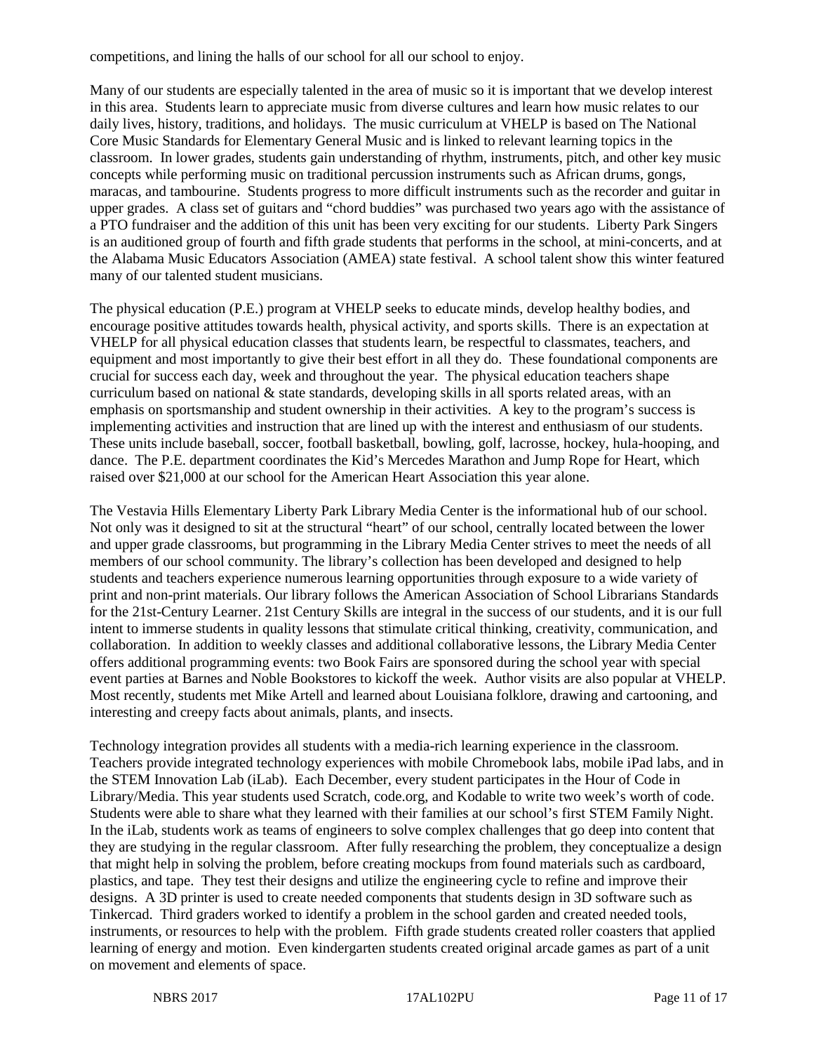competitions, and lining the halls of our school for all our school to enjoy.

Many of our students are especially talented in the area of music so it is important that we develop interest in this area. Students learn to appreciate music from diverse cultures and learn how music relates to our daily lives, history, traditions, and holidays. The music curriculum at VHELP is based on The National Core Music Standards for Elementary General Music and is linked to relevant learning topics in the classroom. In lower grades, students gain understanding of rhythm, instruments, pitch, and other key music concepts while performing music on traditional percussion instruments such as African drums, gongs, maracas, and tambourine. Students progress to more difficult instruments such as the recorder and guitar in upper grades. A class set of guitars and "chord buddies" was purchased two years ago with the assistance of a PTO fundraiser and the addition of this unit has been very exciting for our students. Liberty Park Singers is an auditioned group of fourth and fifth grade students that performs in the school, at mini-concerts, and at the Alabama Music Educators Association (AMEA) state festival. A school talent show this winter featured many of our talented student musicians.

The physical education (P.E.) program at VHELP seeks to educate minds, develop healthy bodies, and encourage positive attitudes towards health, physical activity, and sports skills. There is an expectation at VHELP for all physical education classes that students learn, be respectful to classmates, teachers, and equipment and most importantly to give their best effort in all they do. These foundational components are crucial for success each day, week and throughout the year. The physical education teachers shape curriculum based on national & state standards, developing skills in all sports related areas, with an emphasis on sportsmanship and student ownership in their activities. A key to the program's success is implementing activities and instruction that are lined up with the interest and enthusiasm of our students. These units include baseball, soccer, football basketball, bowling, golf, lacrosse, hockey, hula-hooping, and dance. The P.E. department coordinates the Kid's Mercedes Marathon and Jump Rope for Heart, which raised over $21,000 at our school for the American Heart Association this year alone.

The Vestavia Hills Elementary Liberty Park Library Media Center is the informational hub of our school. Not only was it designed to sit at the structural "heart" of our school, centrally located between the lower and upper grade classrooms, but programming in the Library Media Center strives to meet the needs of all members of our school community. The library's collection has been developed and designed to help students and teachers experience numerous learning opportunities through exposure to a wide variety of print and non-print materials. Our library follows the American Association of School Librarians Standards for the 21st-Century Learner. 21st Century Skills are integral in the success of our students, and it is our full intent to immerse students in quality lessons that stimulate critical thinking, creativity, communication, and collaboration. In addition to weekly classes and additional collaborative lessons, the Library Media Center offers additional programming events: two Book Fairs are sponsored during the school year with special event parties at Barnes and Noble Bookstores to kickoff the week. Author visits are also popular at VHELP. Most recently, students met Mike Artell and learned about Louisiana folklore, drawing and cartooning, and interesting and creepy facts about animals, plants, and insects.

Technology integration provides all students with a media-rich learning experience in the classroom. Teachers provide integrated technology experiences with mobile Chromebook labs, mobile iPad labs, and in the STEM Innovation Lab (iLab). Each December, every student participates in the Hour of Code in Library/Media. This year students used Scratch, code.org, and Kodable to write two week's worth of code. Students were able to share what they learned with their families at our school's first STEM Family Night. In the iLab, students work as teams of engineers to solve complex challenges that go deep into content that they are studying in the regular classroom. After fully researching the problem, they conceptualize a design that might help in solving the problem, before creating mockups from found materials such as cardboard, plastics, and tape. They test their designs and utilize the engineering cycle to refine and improve their designs. A 3D printer is used to create needed components that students design in 3D software such as Tinkercad. Third graders worked to identify a problem in the school garden and created needed tools, instruments, or resources to help with the problem. Fifth grade students created roller coasters that applied learning of energy and motion. Even kindergarten students created original arcade games as part of a unit on movement and elements of space.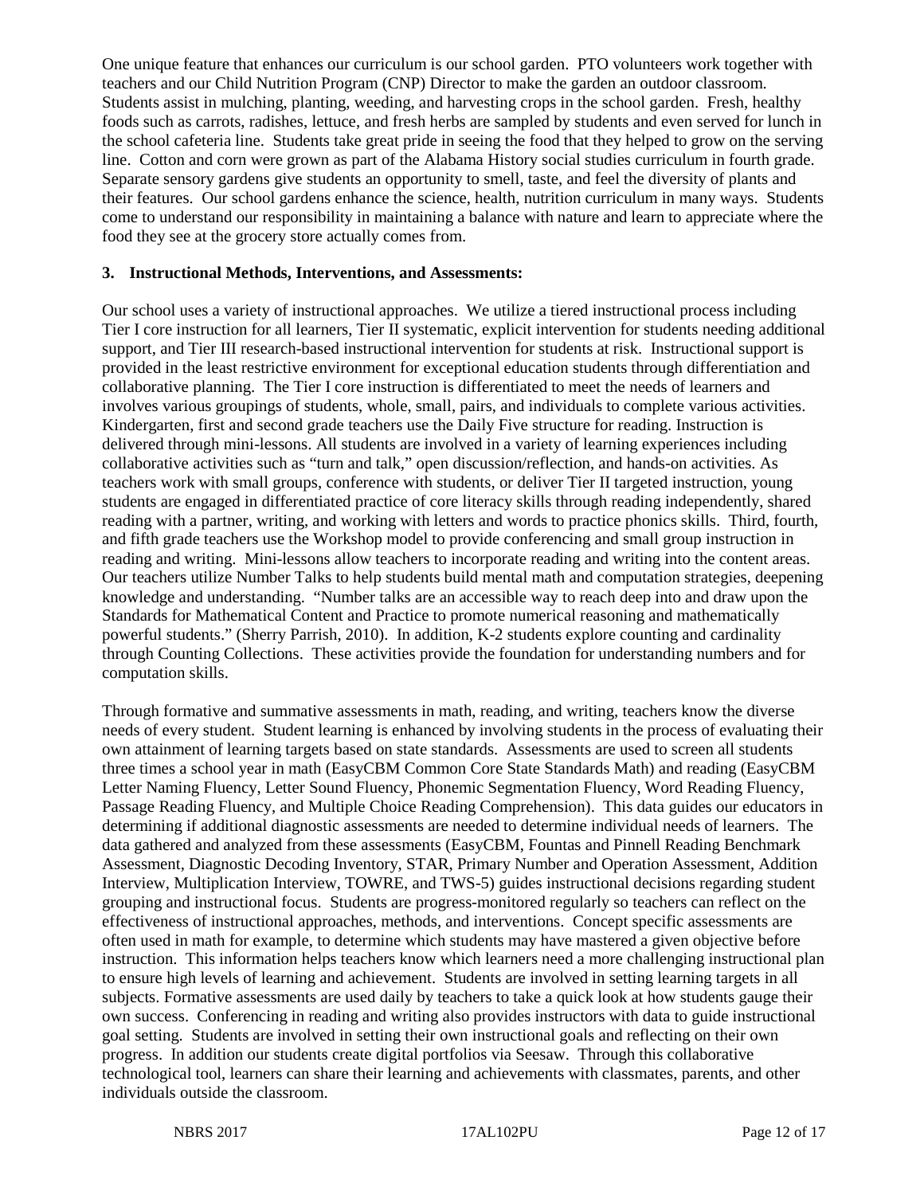One unique feature that enhances our curriculum is our school garden. PTO volunteers work together with teachers and our Child Nutrition Program (CNP) Director to make the garden an outdoor classroom. Students assist in mulching, planting, weeding, and harvesting crops in the school garden. Fresh, healthy foods such as carrots, radishes, lettuce, and fresh herbs are sampled by students and even served for lunch in the school cafeteria line. Students take great pride in seeing the food that they helped to grow on the serving line. Cotton and corn were grown as part of the Alabama History social studies curriculum in fourth grade. Separate sensory gardens give students an opportunity to smell, taste, and feel the diversity of plants and their features. Our school gardens enhance the science, health, nutrition curriculum in many ways. Students come to understand our responsibility in maintaining a balance with nature and learn to appreciate where the food they see at the grocery store actually comes from.

**3. Instructional Methods, Interventions, and Assessments:**

Our school uses a variety of instructional approaches. We utilize a tiered instructional process including Tier I core instruction for all learners, Tier II systematic, explicit intervention for students needing additional support, and Tier III research-based instructional intervention for students at risk. Instructional support is provided in the least restrictive environment for exceptional education students through differentiation and collaborative planning. The Tier I core instruction is differentiated to meet the needs of learners and involves various groupings of students, whole, small, pairs, and individuals to complete various activities. Kindergarten, first and second grade teachers use the Daily Five structure for reading. Instruction is delivered through mini-lessons. All students are involved in a variety of learning experiences including collaborative activities such as "turn and talk," open discussion/reflection, and hands-on activities. As teachers work with small groups, conference with students, or deliver Tier II targeted instruction, young students are engaged in differentiated practice of core literacy skills through reading independently, shared reading with a partner, writing, and working with letters and words to practice phonics skills. Third, fourth, and fifth grade teachers use the Workshop model to provide conferencing and small group instruction in reading and writing. Mini-lessons allow teachers to incorporate reading and writing into the content areas. Our teachers utilize Number Talks to help students build mental math and computation strategies, deepening knowledge and understanding. "Number talks are an accessible way to reach deep into and draw upon the Standards for Mathematical Content and Practice to promote numerical reasoning and mathematically powerful students." (Sherry Parrish, 2010). In addition, K-2 students explore counting and cardinality through Counting Collections. These activities provide the foundation for understanding numbers and for computation skills.

Through formative and summative assessments in math, reading, and writing, teachers know the diverse needs of every student. Student learning is enhanced by involving students in the process of evaluating their own attainment of learning targets based on state standards. Assessments are used to screen all students three times a school year in math (EasyCBM Common Core State Standards Math) and reading (EasyCBM Letter Naming Fluency, Letter Sound Fluency, Phonemic Segmentation Fluency, Word Reading Fluency, Passage Reading Fluency, and Multiple Choice Reading Comprehension). This data guides our educators in determining if additional diagnostic assessments are needed to determine individual needs of learners. The data gathered and analyzed from these assessments (EasyCBM, Fountas and Pinnell Reading Benchmark Assessment, Diagnostic Decoding Inventory, STAR, Primary Number and Operation Assessment, Addition Interview, Multiplication Interview, TOWRE, and TWS-5) guides instructional decisions regarding student grouping and instructional focus. Students are progress-monitored regularly so teachers can reflect on the effectiveness of instructional approaches, methods, and interventions. Concept specific assessments are often used in math for example, to determine which students may have mastered a given objective before instruction. This information helps teachers know which learners need a more challenging instructional plan to ensure high levels of learning and achievement. Students are involved in setting learning targets in all subjects. Formative assessments are used daily by teachers to take a quick look at how students gauge their own success. Conferencing in reading and writing also provides instructors with data to guide instructional goal setting. Students are involved in setting their own instructional goals and reflecting on their own progress. In addition our students create digital portfolios via Seesaw. Through this collaborative technological tool, learners can share their learning and achievements with classmates, parents, and other individuals outside the classroom.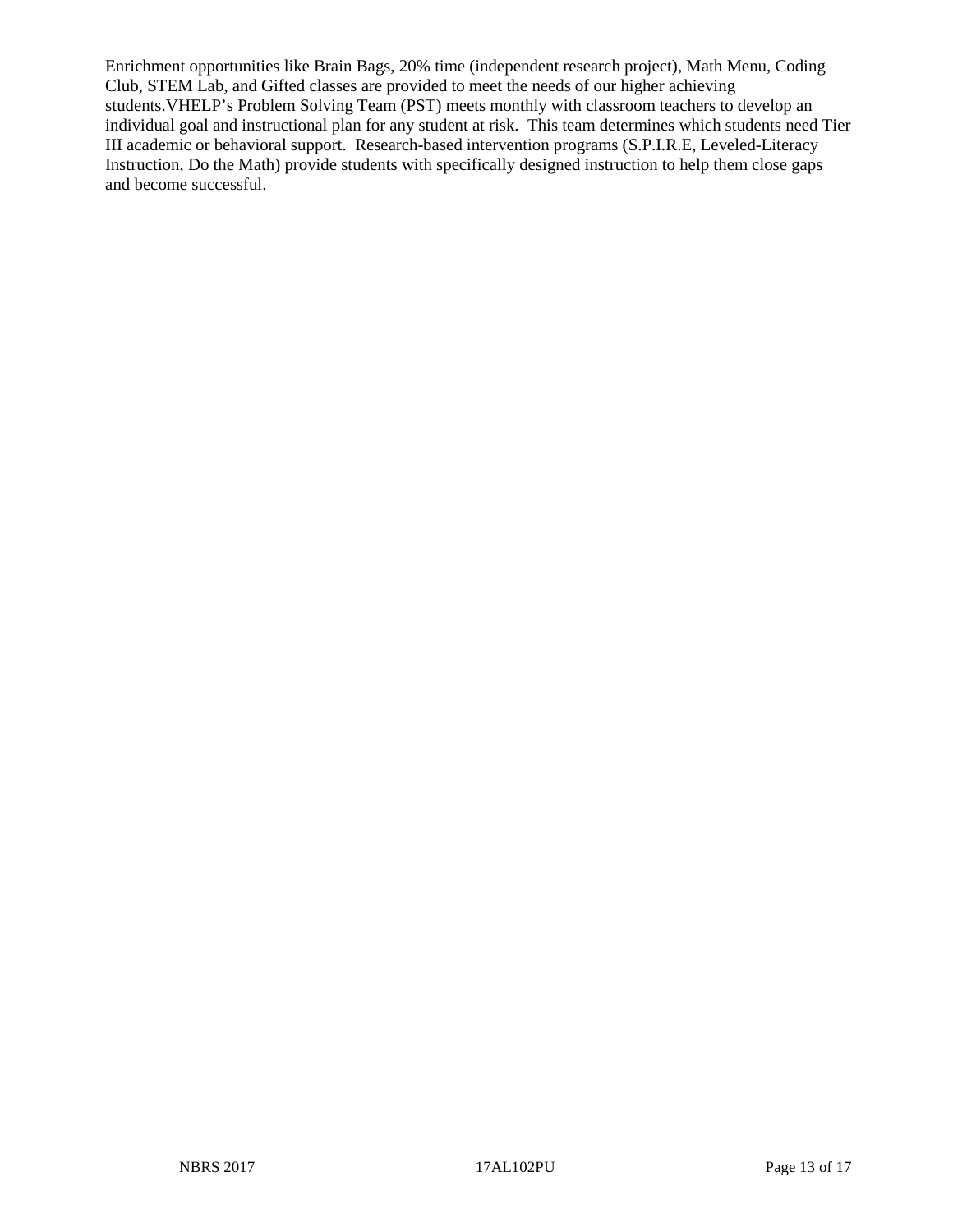Enrichment opportunities like Brain Bags, 20% time (independent research project), Math Menu, Coding Club, STEM Lab, and Gifted classes are provided to meet the needs of our higher achieving students.VHELP's Problem Solving Team (PST) meets monthly with classroom teachers to develop an individual goal and instructional plan for any student at risk.  This team determines which students need Tier III academic or behavioral support.  Research-based intervention programs (S.P.I.R.E, Leveled-Literacy Instruction, Do the Math) provide students with specifically designed instruction to help them close gaps and become successful.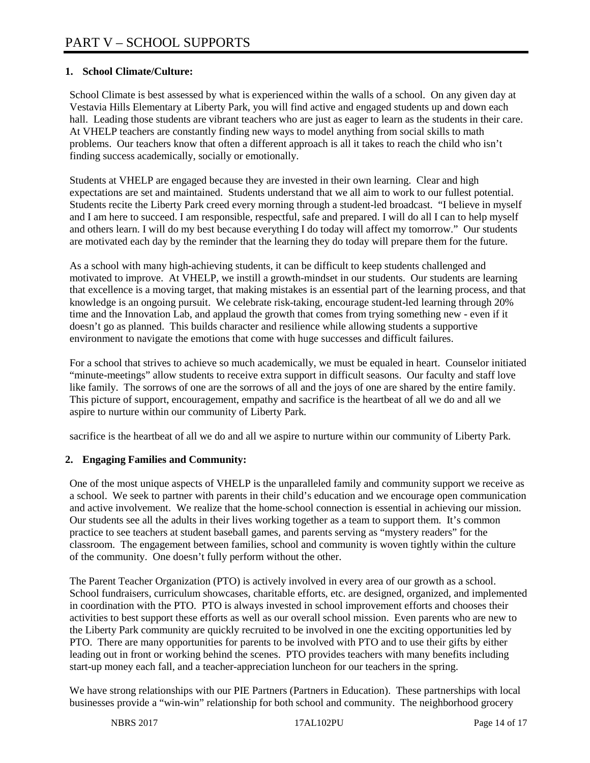# PART V – SCHOOL SUPPORTS

**1. School Climate/Culture:**

School Climate is best assessed by what is experienced within the walls of a school. On any given day at Vestavia Hills Elementary at Liberty Park, you will find active and engaged students up and down each hall. Leading those students are vibrant teachers who are just as eager to learn as the students in their care. At VHELP teachers are constantly finding new ways to model anything from social skills to math problems. Our teachers know that often a different approach is all it takes to reach the child who isn't finding success academically, socially or emotionally.

Students at VHELP are engaged because they are invested in their own learning. Clear and high expectations are set and maintained. Students understand that we all aim to work to our fullest potential. Students recite the Liberty Park creed every morning through a student-led broadcast. "I believe in myself and I am here to succeed. I am responsible, respectful, safe and prepared. I will do all I can to help myself and others learn. I will do my best because everything I do today will affect my tomorrow." Our students are motivated each day by the reminder that the learning they do today will prepare them for the future.

As a school with many high-achieving students, it can be difficult to keep students challenged and motivated to improve. At VHELP, we instill a growth-mindset in our students. Our students are learning that excellence is a moving target, that making mistakes is an essential part of the learning process, and that knowledge is an ongoing pursuit. We celebrate risk-taking, encourage student-led learning through 20% time and the Innovation Lab, and applaud the growth that comes from trying something new - even if it doesn't go as planned. This builds character and resilience while allowing students a supportive environment to navigate the emotions that come with huge successes and difficult failures.

For a school that strives to achieve so much academically, we must be equaled in heart. Counselor initiated "minute-meetings" allow students to receive extra support in difficult seasons. Our faculty and staff love like family. The sorrows of one are the sorrows of all and the joys of one are shared by the entire family. This picture of support, encouragement, empathy and sacrifice is the heartbeat of all we do and all we aspire to nurture within our community of Liberty Park.

sacrifice is the heartbeat of all we do and all we aspire to nurture within our community of Liberty Park.

**2. Engaging Families and Community:**

One of the most unique aspects of VHELP is the unparalleled family and community support we receive as a school. We seek to partner with parents in their child's education and we encourage open communication and active involvement. We realize that the home-school connection is essential in achieving our mission. Our students see all the adults in their lives working together as a team to support them. It's common practice to see teachers at student baseball games, and parents serving as "mystery readers" for the classroom. The engagement between families, school and community is woven tightly within the culture of the community. One doesn't fully perform without the other.

The Parent Teacher Organization (PTO) is actively involved in every area of our growth as a school. School fundraisers, curriculum showcases, charitable efforts, etc. are designed, organized, and implemented in coordination with the PTO. PTO is always invested in school improvement efforts and chooses their activities to best support these efforts as well as our overall school mission. Even parents who are new to the Liberty Park community are quickly recruited to be involved in one the exciting opportunities led by PTO. There are many opportunities for parents to be involved with PTO and to use their gifts by either leading out in front or working behind the scenes. PTO provides teachers with many benefits including start-up money each fall, and a teacher-appreciation luncheon for our teachers in the spring.

We have strong relationships with our PIE Partners (Partners in Education). These partnerships with local businesses provide a "win-win" relationship for both school and community. The neighborhood grocery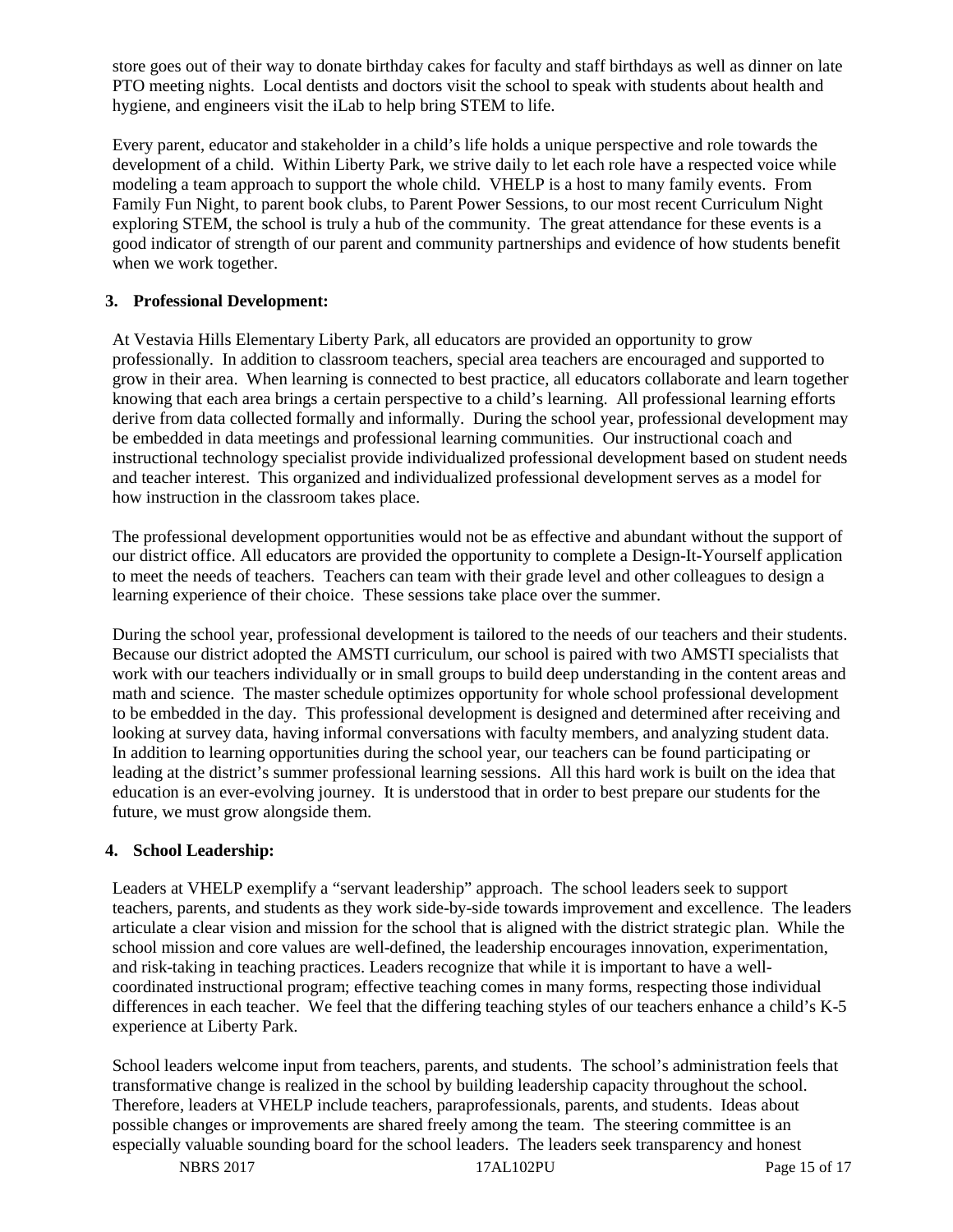store goes out of their way to donate birthday cakes for faculty and staff birthdays as well as dinner on late PTO meeting nights. Local dentists and doctors visit the school to speak with students about health and hygiene, and engineers visit the iLab to help bring STEM to life.

Every parent, educator and stakeholder in a child's life holds a unique perspective and role towards the development of a child. Within Liberty Park, we strive daily to let each role have a respected voice while modeling a team approach to support the whole child. VHELP is a host to many family events. From Family Fun Night, to parent book clubs, to Parent Power Sessions, to our most recent Curriculum Night exploring STEM, the school is truly a hub of the community. The great attendance for these events is a good indicator of strength of our parent and community partnerships and evidence of how students benefit when we work together.

**3. Professional Development:**

At Vestavia Hills Elementary Liberty Park, all educators are provided an opportunity to grow professionally. In addition to classroom teachers, special area teachers are encouraged and supported to grow in their area. When learning is connected to best practice, all educators collaborate and learn together knowing that each area brings a certain perspective to a child's learning. All professional learning efforts derive from data collected formally and informally. During the school year, professional development may be embedded in data meetings and professional learning communities. Our instructional coach and instructional technology specialist provide individualized professional development based on student needs and teacher interest. This organized and individualized professional development serves as a model for how instruction in the classroom takes place.

The professional development opportunities would not be as effective and abundant without the support of our district office. All educators are provided the opportunity to complete a Design-It-Yourself application to meet the needs of teachers. Teachers can team with their grade level and other colleagues to design a learning experience of their choice. These sessions take place over the summer.

During the school year, professional development is tailored to the needs of our teachers and their students. Because our district adopted the AMSTI curriculum, our school is paired with two AMSTI specialists that work with our teachers individually or in small groups to build deep understanding in the content areas and math and science. The master schedule optimizes opportunity for whole school professional development to be embedded in the day. This professional development is designed and determined after receiving and looking at survey data, having informal conversations with faculty members, and analyzing student data. In addition to learning opportunities during the school year, our teachers can be found participating or leading at the district's summer professional learning sessions. All this hard work is built on the idea that education is an ever-evolving journey. It is understood that in order to best prepare our students for the future, we must grow alongside them.

**4. School Leadership:**

Leaders at VHELP exemplify a "servant leadership" approach. The school leaders seek to support teachers, parents, and students as they work side-by-side towards improvement and excellence. The leaders articulate a clear vision and mission for the school that is aligned with the district strategic plan. While the school mission and core values are well-defined, the leadership encourages innovation, experimentation, and risk-taking in teaching practices. Leaders recognize that while it is important to have a well-coordinated instructional program; effective teaching comes in many forms, respecting those individual differences in each teacher. We feel that the differing teaching styles of our teachers enhance a child's K-5 experience at Liberty Park.

School leaders welcome input from teachers, parents, and students. The school's administration feels that transformative change is realized in the school by building leadership capacity throughout the school. Therefore, leaders at VHELP include teachers, paraprofessionals, parents, and students. Ideas about possible changes or improvements are shared freely among the team. The steering committee is an especially valuable sounding board for the school leaders. The leaders seek transparency and honest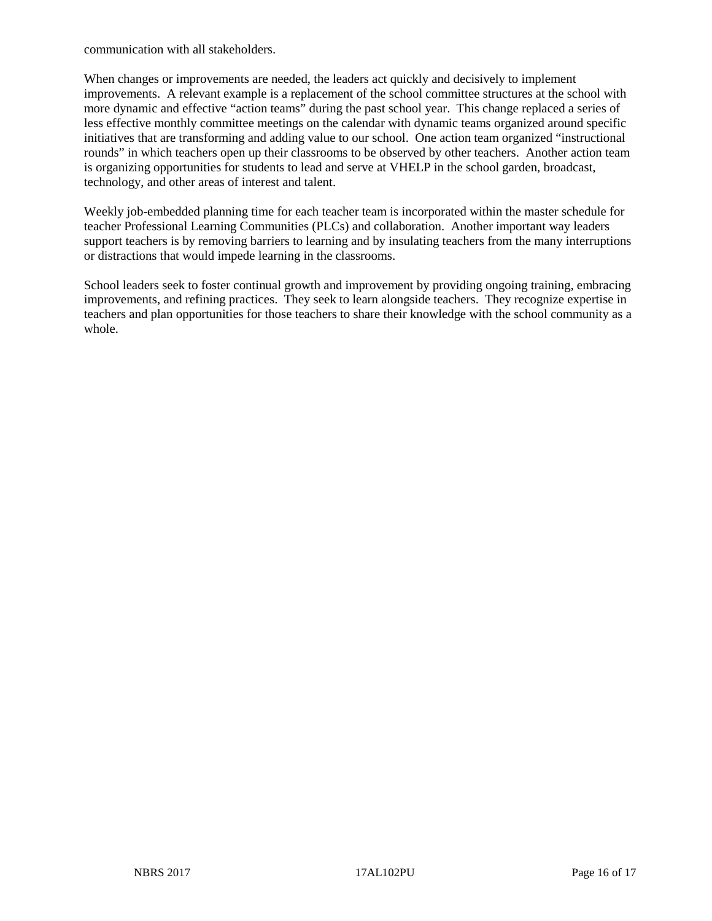communication with all stakeholders.

When changes or improvements are needed, the leaders act quickly and decisively to implement improvements. A relevant example is a replacement of the school committee structures at the school with more dynamic and effective "action teams" during the past school year. This change replaced a series of less effective monthly committee meetings on the calendar with dynamic teams organized around specific initiatives that are transforming and adding value to our school. One action team organized "instructional rounds" in which teachers open up their classrooms to be observed by other teachers. Another action team is organizing opportunities for students to lead and serve at VHELP in the school garden, broadcast, technology, and other areas of interest and talent.

Weekly job-embedded planning time for each teacher team is incorporated within the master schedule for teacher Professional Learning Communities (PLCs) and collaboration. Another important way leaders support teachers is by removing barriers to learning and by insulating teachers from the many interruptions or distractions that would impede learning in the classrooms.

School leaders seek to foster continual growth and improvement by providing ongoing training, embracing improvements, and refining practices. They seek to learn alongside teachers. They recognize expertise in teachers and plan opportunities for those teachers to share their knowledge with the school community as a whole.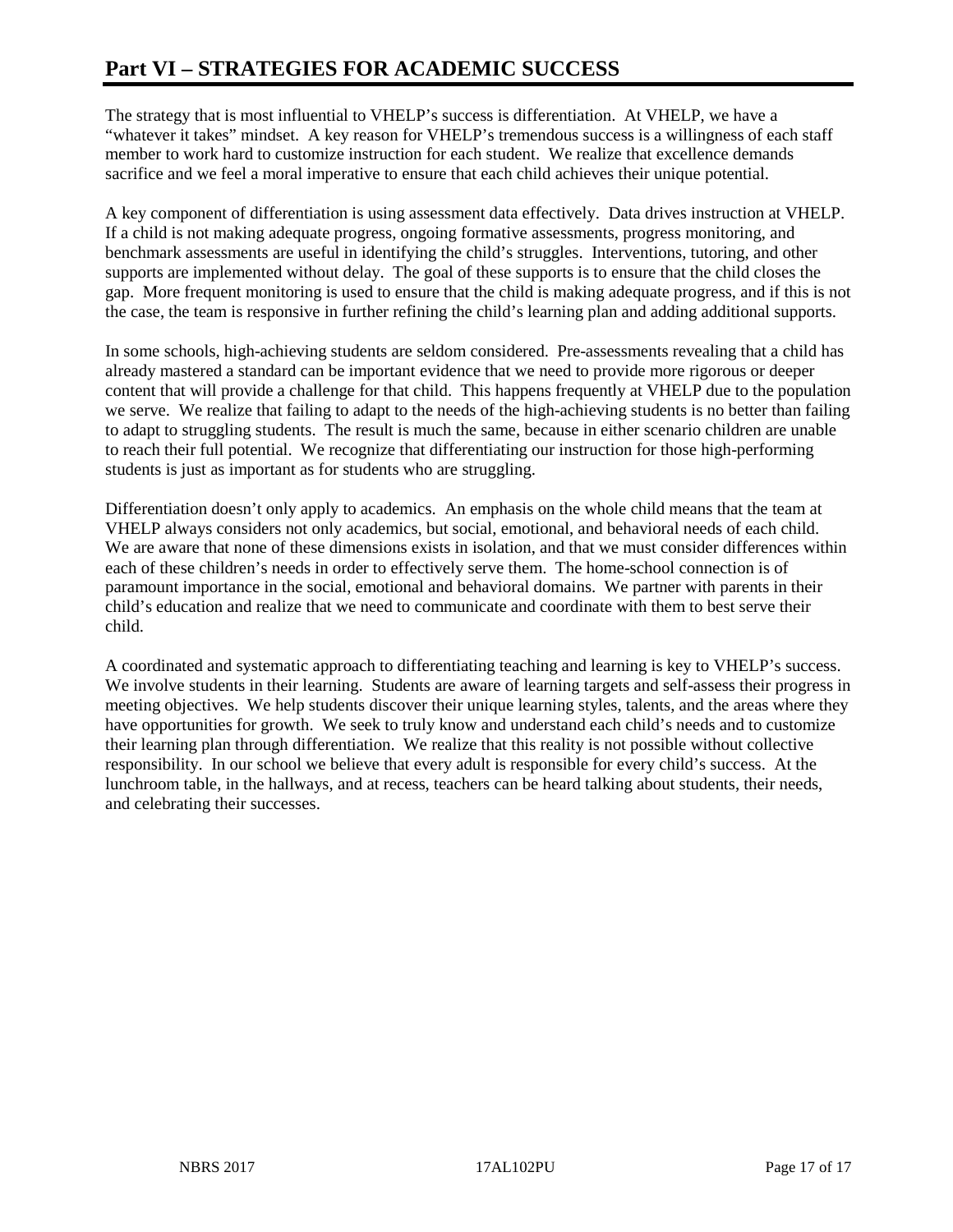# Part VI – STRATEGIES FOR ACADEMIC SUCCESS

The strategy that is most influential to VHELP's success is differentiation. At VHELP, we have a "whatever it takes" mindset. A key reason for VHELP's tremendous success is a willingness of each staff member to work hard to customize instruction for each student. We realize that excellence demands sacrifice and we feel a moral imperative to ensure that each child achieves their unique potential.

A key component of differentiation is using assessment data effectively. Data drives instruction at VHELP. If a child is not making adequate progress, ongoing formative assessments, progress monitoring, and benchmark assessments are useful in identifying the child's struggles. Interventions, tutoring, and other supports are implemented without delay. The goal of these supports is to ensure that the child closes the gap. More frequent monitoring is used to ensure that the child is making adequate progress, and if this is not the case, the team is responsive in further refining the child's learning plan and adding additional supports.

In some schools, high-achieving students are seldom considered. Pre-assessments revealing that a child has already mastered a standard can be important evidence that we need to provide more rigorous or deeper content that will provide a challenge for that child. This happens frequently at VHELP due to the population we serve. We realize that failing to adapt to the needs of the high-achieving students is no better than failing to adapt to struggling students. The result is much the same, because in either scenario children are unable to reach their full potential. We recognize that differentiating our instruction for those high-performing students is just as important as for students who are struggling.

Differentiation doesn't only apply to academics. An emphasis on the whole child means that the team at VHELP always considers not only academics, but social, emotional, and behavioral needs of each child. We are aware that none of these dimensions exists in isolation, and that we must consider differences within each of these children's needs in order to effectively serve them. The home-school connection is of paramount importance in the social, emotional and behavioral domains. We partner with parents in their child's education and realize that we need to communicate and coordinate with them to best serve their child.

A coordinated and systematic approach to differentiating teaching and learning is key to VHELP's success. We involve students in their learning. Students are aware of learning targets and self-assess their progress in meeting objectives. We help students discover their unique learning styles, talents, and the areas where they have opportunities for growth. We seek to truly know and understand each child's needs and to customize their learning plan through differentiation. We realize that this reality is not possible without collective responsibility. In our school we believe that every adult is responsible for every child's success. At the lunchroom table, in the hallways, and at recess, teachers can be heard talking about students, their needs, and celebrating their successes.